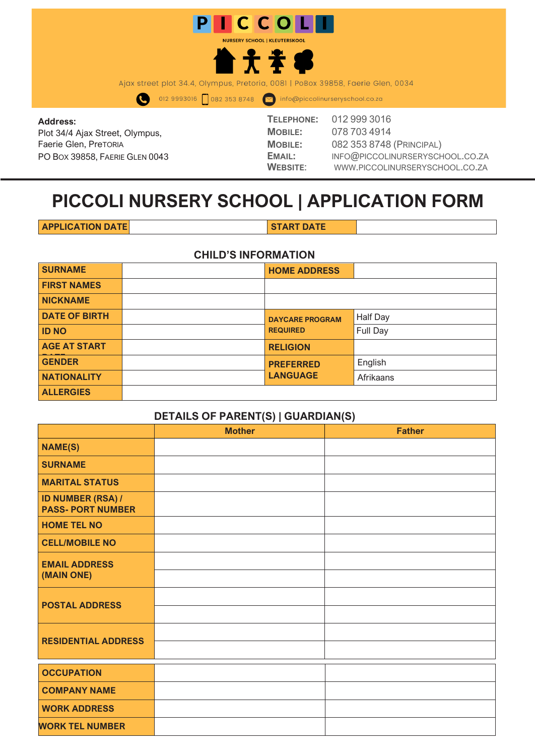PICCOLI

NURSERY SCHOOL | KLEUTERSKOOL

Ajax street plot 34.4, Olympus, Pretoria, 0081 | PoBox 39858, Faerie Glen, 0034

012 9993016 082 353 8748 info@piccolinurseryschool.co.za

**Address:**
Plot 34/4 Ajax Street, Olympus,
Faerie Glen, Pretoria
PO Box 39858, Faerie Glen 0043

**Telephone:** 012 999 3016
**Mobile:** 078 703 4914
**Mobile:** 082 353 8748 (Principal)
**Email:** INFO@PICCOLINURSERYSCHOOL.CO.ZA
**Website:** WWW.PICCOLINURSERYSCHOOL.CO.ZA

# PICCOLI NURSERY SCHOOL | APPLICATION FORM

| | | | |
|---|---|---|---|
| **APPLICATION DATE** | | **START DATE** | |

## CHILD'S INFORMATION

| | | | |
|---|---|---|---|
| **SURNAME** | | **HOME ADDRESS** | |
| **FIRST NAMES** | | | |
| **NICKNAME** | | | |
| **DATE OF BIRTH** | | **DAYCARE PROGRAM REQUIRED** | Half Day |
| **ID NO** | | | Full Day |
| **AGE AT START DATE** | | **RELIGION** | |
| **GENDER** | | **PREFERRED LANGUAGE** | English |
| **NATIONALITY** | | | Afrikaans |
| **ALLERGIES** | | | |

## DETAILS OF PARENT(S) | GUARDIAN(S)

| | Mother | Father |
|---|---|---|
| **NAME(S)** | | |
| **SURNAME** | | |
| **MARITAL STATUS** | | |
| **ID NUMBER (RSA) / PASS- PORT NUMBER** | | |
| **HOME TEL NO** | | |
| **CELL/MOBILE NO** | | |
| **EMAIL ADDRESS (MAIN ONE)** | | |
| | | |
| **POSTAL ADDRESS** | | |
| | | |
| **RESIDENTIAL ADDRESS** | | |
| | | |

| | | |
|---|---|---|
| **OCCUPATION** | | |
| **COMPANY NAME** | | |
| **WORK ADDRESS** | | |
| **WORK TEL NUMBER** | | |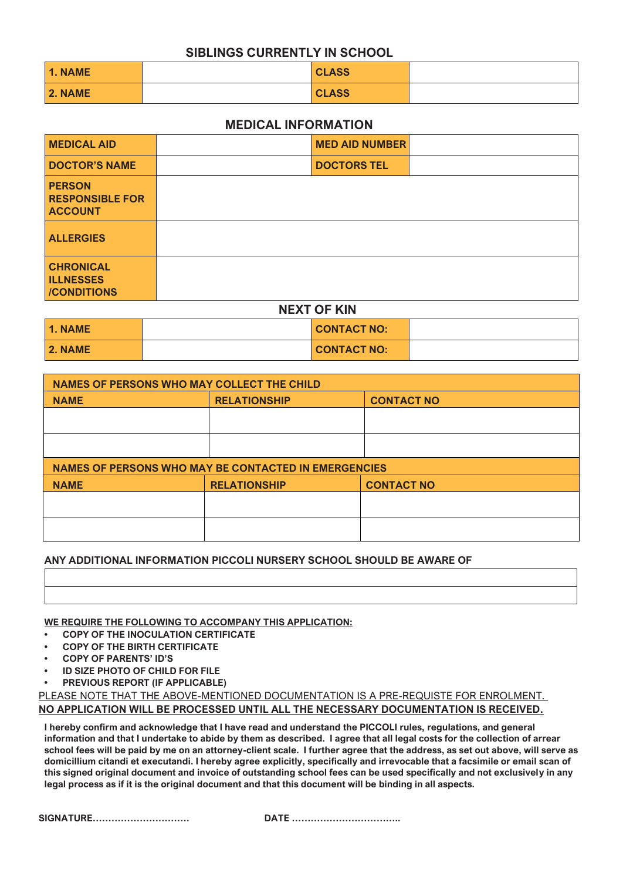## SIBLINGS CURRENTLY IN SCHOOL

| | | | |
|---|---|---|---|
| **1. NAME** | | **CLASS** | |
| **2. NAME** | | **CLASS** | |

## MEDICAL INFORMATION

| | | | |
|---|---|---|---|
| **MEDICAL AID** | | **MED AID NUMBER** | |
| **DOCTOR'S NAME** | | **DOCTORS TEL** | |
| **PERSON RESPONSIBLE FOR ACCOUNT** | | | |
| **ALLERGIES** | | | |
| **CHRONICAL ILLNESSES /CONDITIONS** | | | |

## NEXT OF KIN

| | | | |
|---|---|---|---|
| **1. NAME** | | **CONTACT NO:** | |
| **2. NAME** | | **CONTACT NO:** | |

| **NAMES OF PERSONS WHO MAY COLLECT THE CHILD** | | |
|---|---|---|
| **NAME** | **RELATIONSHIP** | **CONTACT NO** |
| | | |
| | | |

| **NAMES OF PERSONS WHO MAY BE CONTACTED IN EMERGENCIES** | | |
|---|---|---|
| **NAME** | **RELATIONSHIP** | **CONTACT NO** |
| | | |
| | | |

**ANY ADDITIONAL INFORMATION PICCOLI NURSERY SCHOOL SHOULD BE AWARE OF**

| |
|---|
| |
| |

**WE REQUIRE THE FOLLOWING TO ACCOMPANY THIS APPLICATION:**

- **COPY OF THE INOCULATION CERTIFICATE**
- **COPY OF THE BIRTH CERTIFICATE**
- **COPY OF PARENTS' ID'S**
- **ID SIZE PHOTO OF CHILD FOR FILE**
- **PREVIOUS REPORT (IF APPLICABLE)**

PLEASE NOTE THAT THE ABOVE-MENTIONED DOCUMENTATION IS A PRE-REQUISTE FOR ENROLMENT.
**NO APPLICATION WILL BE PROCESSED UNTIL ALL THE NECESSARY DOCUMENTATION IS RECEIVED.**

**I hereby confirm and acknowledge that I have read and understand the PICCOLI rules, regulations, and general information and that I undertake to abide by them as described. I agree that all legal costs for the collection of arrear school fees will be paid by me on an attorney-client scale. I further agree that the address, as set out above, will serve as domicillium citandi et executandi. I hereby agree explicitly, specifically and irrevocable that a facsimile or email scan of this signed original document and invoice of outstanding school fees can be used specifically and not exclusively in any legal process as if it is the original document and that this document will be binding in all aspects.**

**SIGNATURE…………………………** **DATE ……………………………..**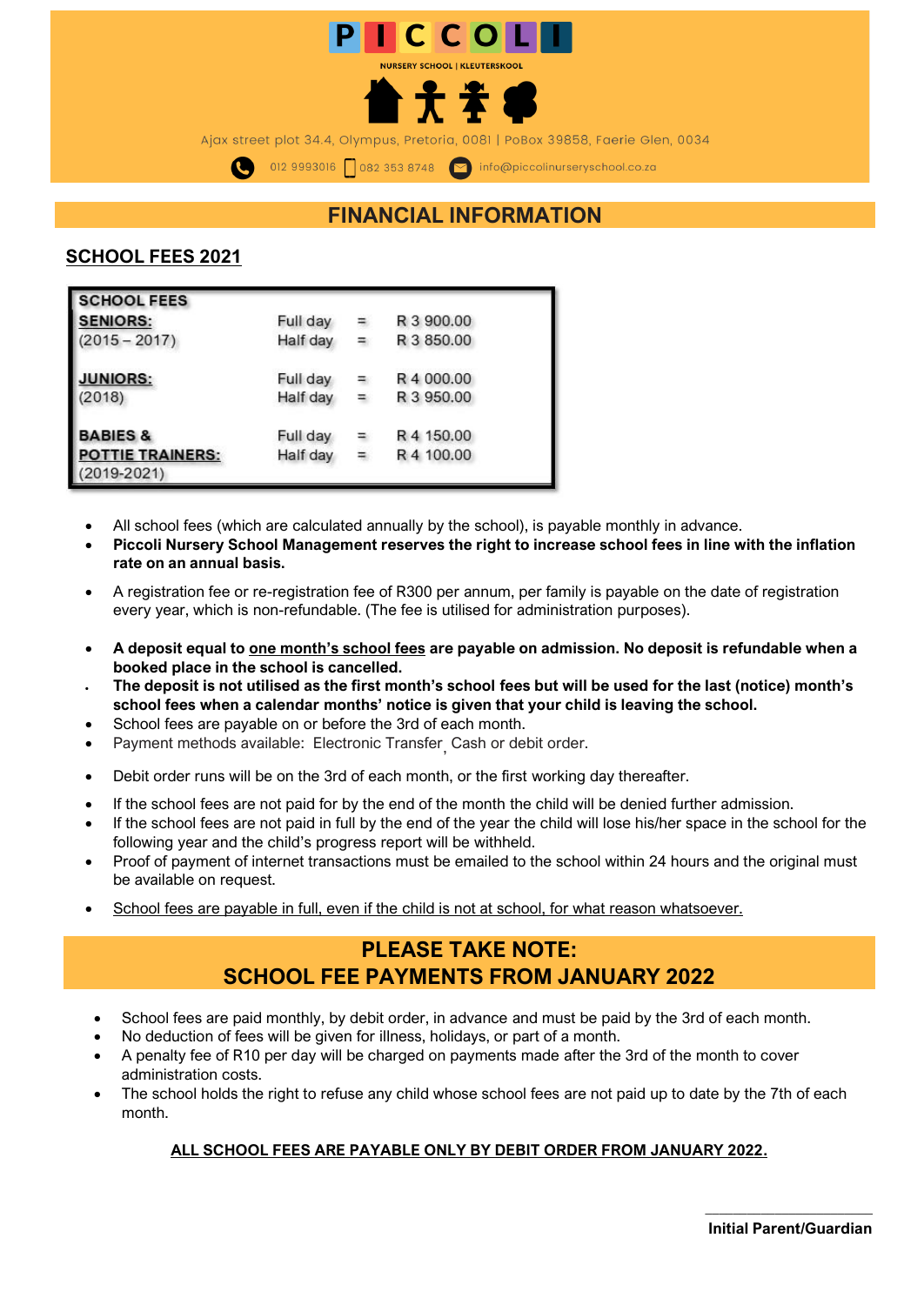PICCOLI

NURSERY SCHOOL | KLEUTERSKOOL

Ajax street plot 34.4, Olympus, Pretoria, 0081 | PoBox 39858, Faerie Glen, 0034

012 9993016 082 353 8748 info@piccolinurseryschool.co.za

## FINANCIAL INFORMATION

### SCHOOL FEES 2021

| SCHOOL FEES | | | |
|---|---|---|---|
| **SENIORS:** (2015 – 2017) | Full day | = | R 3 900.00 |
| | Half day | = | R 3 850.00 |
| **JUNIORS:** (2018) | Full day | = | R 4 000.00 |
| | Half day | = | R 3 950.00 |
| **BABIES & POTTIE TRAINERS:** (2019-2021) | Full day | = | R 4 150.00 |
| | Half day | = | R 4 100.00 |

- All school fees (which are calculated annually by the school), is payable monthly in advance.
- **Piccoli Nursery School Management reserves the right to increase school fees in line with the inflation rate on an annual basis.**
- A registration fee or re-registration fee of R300 per annum, per family is payable on the date of registration every year, which is non-refundable. (The fee is utilised for administration purposes).
- **A deposit equal to one month's school fees are payable on admission. No deposit is refundable when a booked place in the school is cancelled.**
- **The deposit is not utilised as the first month's school fees but will be used for the last (notice) month's school fees when a calendar months' notice is given that your child is leaving the school.**
- School fees are payable on or before the 3rd of each month.
- Payment methods available: Electronic Transfer, Cash or debit order.
- Debit order runs will be on the 3rd of each month, or the first working day thereafter.
- If the school fees are not paid for by the end of the month the child will be denied further admission.
- If the school fees are not paid in full by the end of the year the child will lose his/her space in the school for the following year and the child's progress report will be withheld.
- Proof of payment of internet transactions must be emailed to the school within 24 hours and the original must be available on request.
- School fees are payable in full, even if the child is not at school, for what reason whatsoever.

## PLEASE TAKE NOTE:
## SCHOOL FEE PAYMENTS FROM JANUARY 2022

- School fees are paid monthly, by debit order, in advance and must be paid by the 3rd of each month.
- No deduction of fees will be given for illness, holidays, or part of a month.
- A penalty fee of R10 per day will be charged on payments made after the 3rd of the month to cover administration costs.
- The school holds the right to refuse any child whose school fees are not paid up to date by the 7th of each month.

**ALL SCHOOL FEES ARE PAYABLE ONLY BY DEBIT ORDER FROM JANUARY 2022.**

**Initial Parent/Guardian**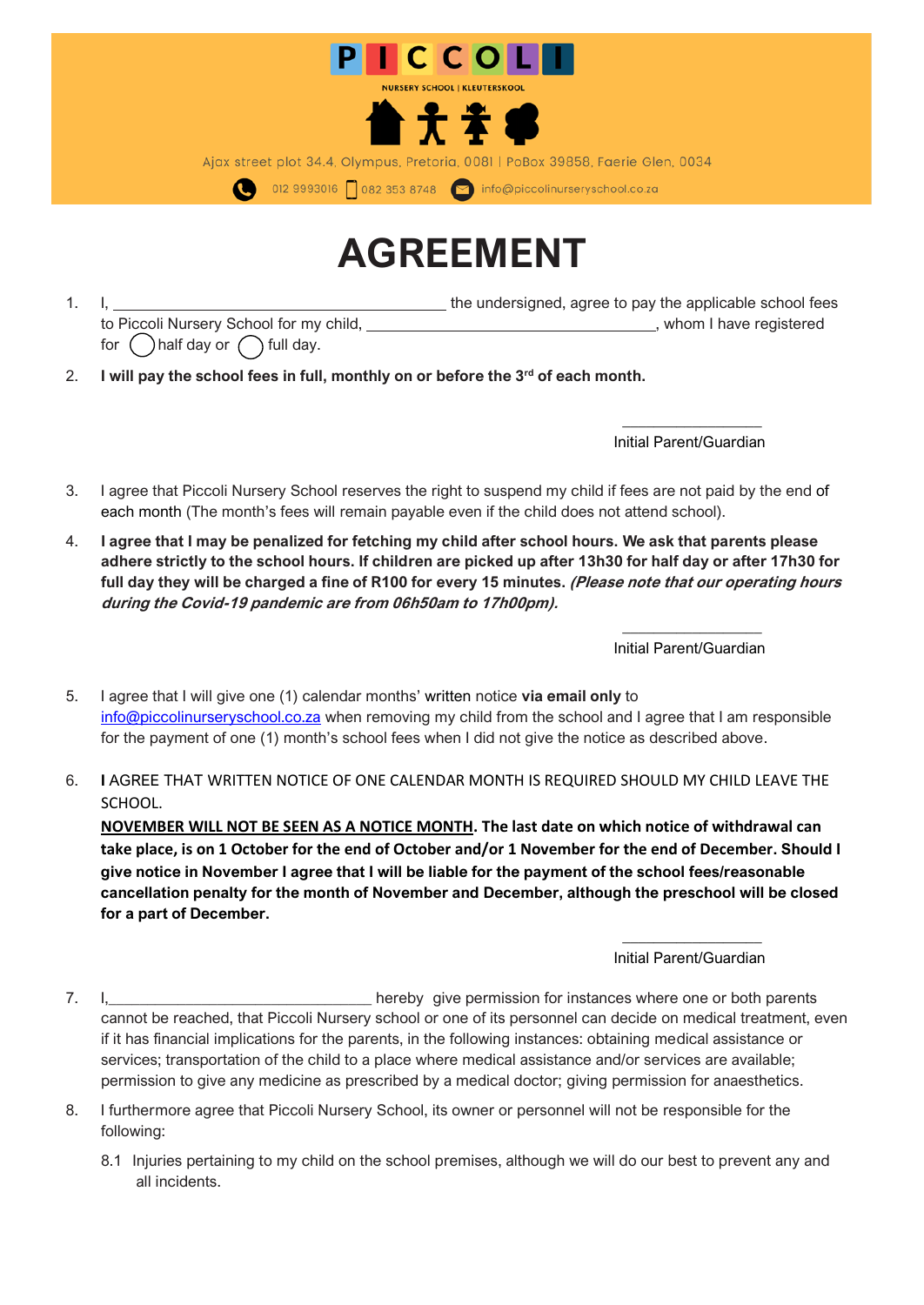PICCOLI

NURSERY SCHOOL | KLEUTERSKOOL

Ajax street plot 34.4, Olympus, Pretoria, 0081 | PoBox 39858, Faerie Glen, 0034

012 9993016 082 353 8748 info@piccolinurseryschool.co.za

# AGREEMENT

1. I, ________________________________ the undersigned, agree to pay the applicable school fees to Piccoli Nursery School for my child, ________________________________, whom I have registered for ◯ half day or ◯ full day.
2. **I will pay the school fees in full, monthly on or before the 3rd of each month.**

_______________
Initial Parent/Guardian

3. I agree that Piccoli Nursery School reserves the right to suspend my child if fees are not paid by the end of each month (The month's fees will remain payable even if the child does not attend school).
4. **I agree that I may be penalized for fetching my child after school hours. We ask that parents please adhere strictly to the school hours. If children are picked up after 13h30 for half day or after 17h30 for full day they will be charged a fine of R100 for every 15 minutes.** ***(Please note that our operating hours during the Covid-19 pandemic are from 06h50am to 17h00pm).***

_______________
Initial Parent/Guardian

5. I agree that I will give one (1) calendar months' written notice **via email only** to info@piccolinurseryschool.co.za when removing my child from the school and I agree that I am responsible for the payment of one (1) month's school fees when I did not give the notice as described above.

6. **I** AGREE THAT WRITTEN NOTICE OF ONE CALENDAR MONTH IS REQUIRED SHOULD MY CHILD LEAVE THE SCHOOL.
   **NOVEMBER WILL NOT BE SEEN AS A NOTICE MONTH. The last date on which notice of withdrawal can take place, is on 1 October for the end of October and/or 1 November for the end of December. Should I give notice in November I agree that I will be liable for the payment of the school fees/reasonable cancellation penalty for the month of November and December, although the preschool will be closed for a part of December.**

_______________
Initial Parent/Guardian

7. I,________________________________ hereby give permission for instances where one or both parents cannot be reached, that Piccoli Nursery school or one of its personnel can decide on medical treatment, even if it has financial implications for the parents, in the following instances: obtaining medical assistance or services; transportation of the child to a place where medical assistance and/or services are available; permission to give any medicine as prescribed by a medical doctor; giving permission for anaesthetics.
8. I furthermore agree that Piccoli Nursery School, its owner or personnel will not be responsible for the following:

   8.1 Injuries pertaining to my child on the school premises, although we will do our best to prevent any and all incidents.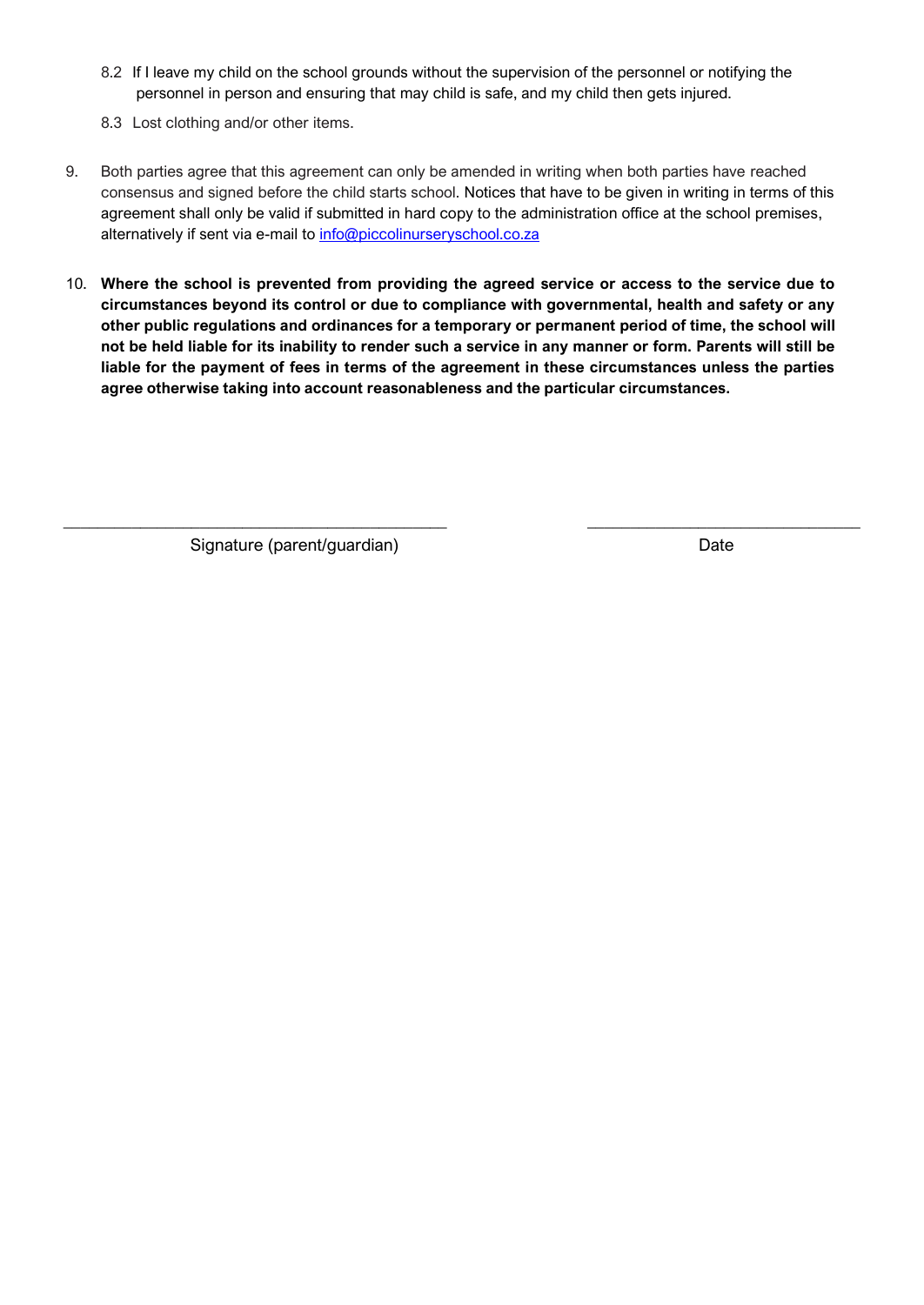8.2 If I leave my child on the school grounds without the supervision of the personnel or notifying the personnel in person and ensuring that may child is safe, and my child then gets injured.

8.3 Lost clothing and/or other items.

9. Both parties agree that this agreement can only be amended in writing when both parties have reached consensus and signed before the child starts school. Notices that have to be given in writing in terms of this agreement shall only be valid if submitted in hard copy to the administration office at the school premises, alternatively if sent via e-mail to info@piccolinurseryschool.co.za

10. **Where the school is prevented from providing the agreed service or access to the service due to circumstances beyond its control or due to compliance with governmental, health and safety or any other public regulations and ordinances for a temporary or permanent period of time, the school will not be held liable for its inability to render such a service in any manner or form. Parents will still be liable for the payment of fees in terms of the agreement in these circumstances unless the parties agree otherwise taking into account reasonableness and the particular circumstances.**

_____________________________________________ Signature (parent/guardian)

________________________________ Date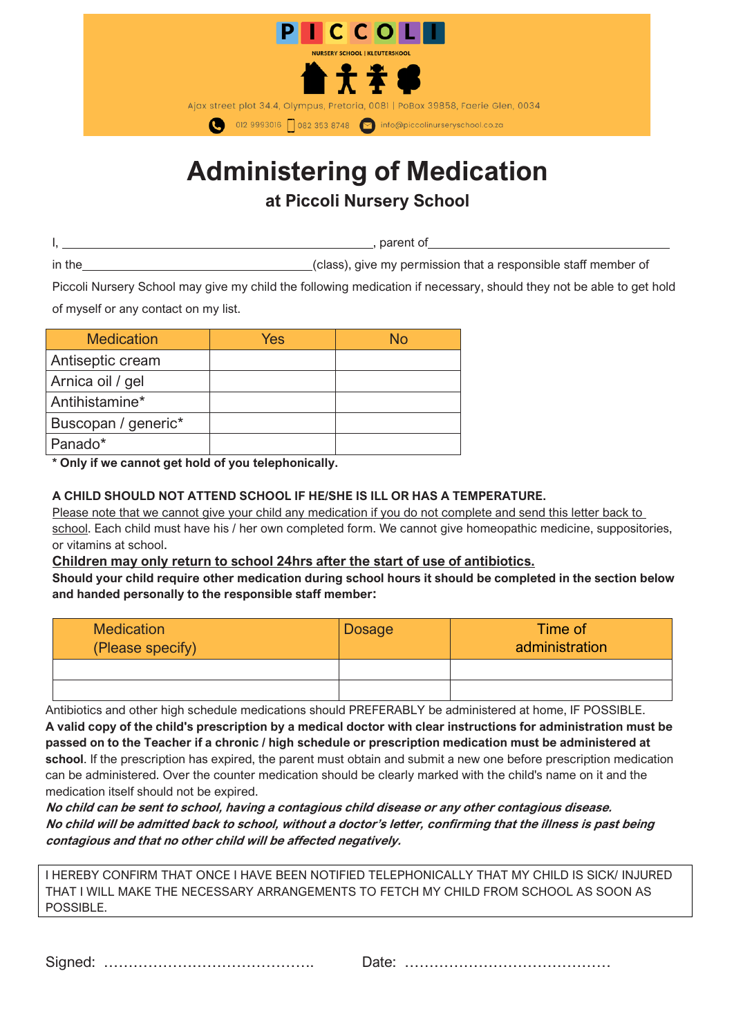PICCOLI

NURSERY SCHOOL | KLEUTERSKOOL

Ajax street plot 34.4, Olympus, Pretoria, 0081 | PoBox 39858, Faerie Glen, 0034

012 9993016 | 082 353 8748 | info@piccolinurseryschool.co.za

# Administering of Medication

## at Piccoli Nursery School

I, ______________________________________________, parent of____________________________________

in the__________________________________(class), give my permission that a responsible staff member of Piccoli Nursery School may give my child the following medication if necessary, should they not be able to get hold of myself or any contact on my list.

| Medication | Yes | No |
|---|---|---|
| Antiseptic cream | | |
| Arnica oil / gel | | |
| Antihistamine* | | |
| Buscopan / generic* | | |
| Panado* | | |

**\* Only if we cannot get hold of you telephonically.**

**A CHILD SHOULD NOT ATTEND SCHOOL IF HE/SHE IS ILL OR HAS A TEMPERATURE.**
<u>Please note that we cannot give your child any medication if you do not complete and send this letter back to school</u>. Each child must have his / her own completed form. We cannot give homeopathic medicine, suppositories, or vitamins at school.
**<u>Children may only return to school 24hrs after the start of use of antibiotics.</u>**
**Should your child require other medication during school hours it should be completed in the section below and handed personally to the responsible staff member:**

| Medication (Please specify) | Dosage | Time of administration |
|---|---|---|
| | | |
| | | |

Antibiotics and other high schedule medications should PREFERABLY be administered at home, IF POSSIBLE.
**A valid copy of the child's prescription by a medical doctor with clear instructions for administration must be passed on to the Teacher if a chronic / high schedule or prescription medication must be administered at school**. If the prescription has expired, the parent must obtain and submit a new one before prescription medication can be administered. Over the counter medication should be clearly marked with the child's name on it and the medication itself should not be expired.
***No child can be sent to school, having a contagious child disease or any other contagious disease.***
***No child will be admitted back to school, without a doctor's letter, confirming that the illness is past being contagious and that no other child will be affected negatively.***

I HEREBY CONFIRM THAT ONCE I HAVE BEEN NOTIFIED TELEPHONICALLY THAT MY CHILD IS SICK/ INJURED THAT I WILL MAKE THE NECESSARY ARRANGEMENTS TO FETCH MY CHILD FROM SCHOOL AS SOON AS POSSIBLE.

Signed: ……………………………………… Date: ……………………………………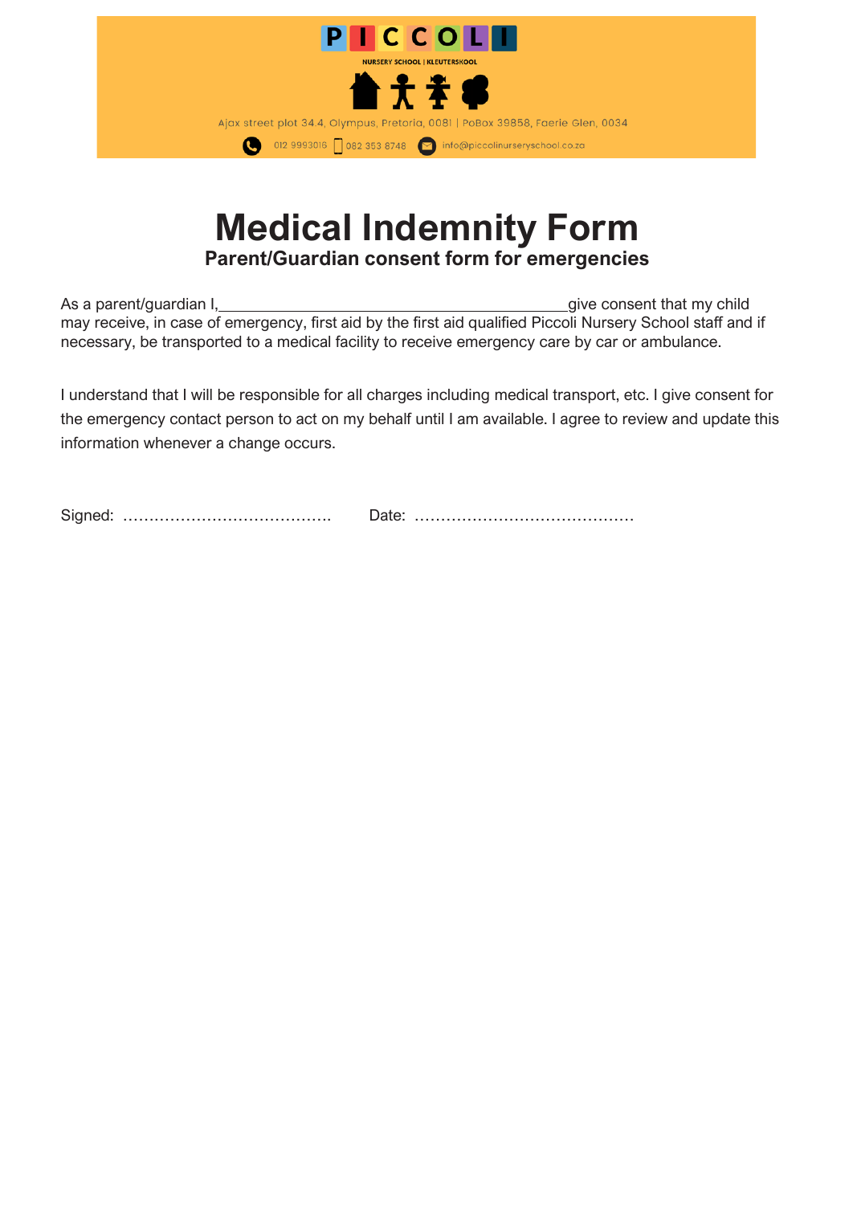PICCOLI

NURSERY SCHOOL | KLEUTERSKOOL

Ajax street plot 34.4, Olympus, Pretoria, 0081 | PoBox 39858, Faerie Glen, 0034

012 9993016 082 353 8748 info@piccolinurseryschool.co.za

# Medical Indemnity Form

## Parent/Guardian consent form for emergencies

As a parent/guardian I,_________________________________________give consent that my child may receive, in case of emergency, first aid by the first aid qualified Piccoli Nursery School staff and if necessary, be transported to a medical facility to receive emergency care by car or ambulance.

I understand that I will be responsible for all charges including medical transport, etc. I give consent for the emergency contact person to act on my behalf until I am available. I agree to review and update this information whenever a change occurs.

Signed: …………………………………… Date: ……………………………………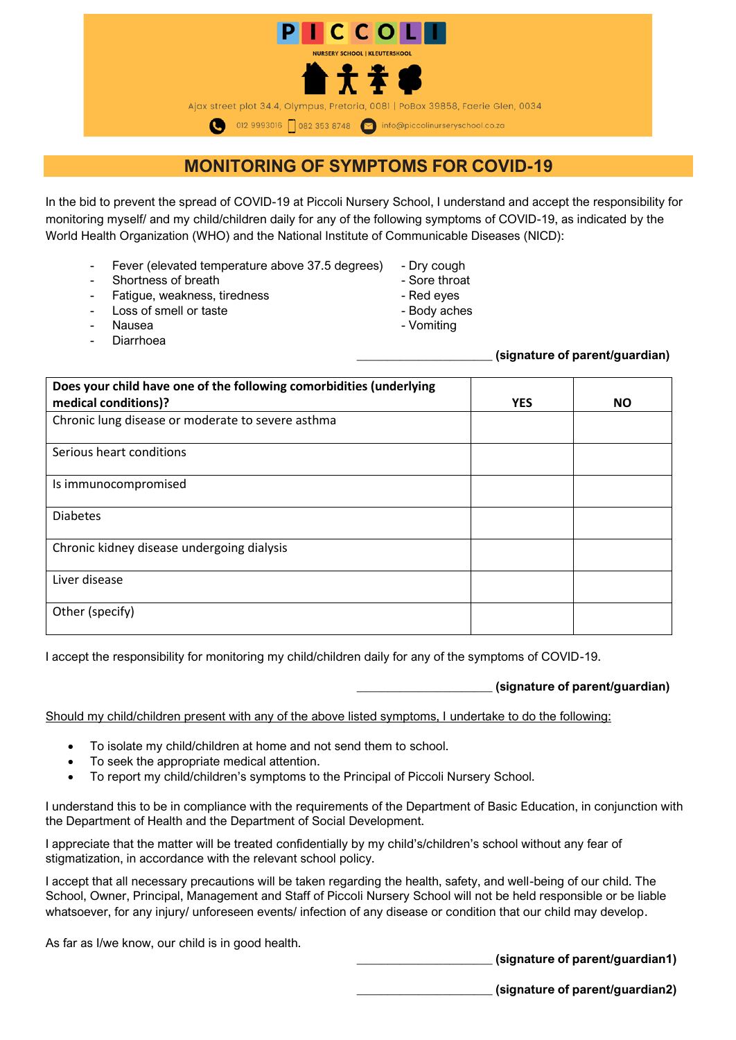PICCOLI

NURSERY SCHOOL | KLEUTERSKOOL

Ajax street plot 34.4, Olympus, Pretoria, 0081 | PoBox 39858, Faerie Glen, 0034

012 9993016 082 353 8748 info@piccolinurseryschool.co.za

## MONITORING OF SYMPTOMS FOR COVID-19

In the bid to prevent the spread of COVID-19 at Piccoli Nursery School, I understand and accept the responsibility for monitoring myself/ and my child/children daily for any of the following symptoms of COVID-19, as indicated by the World Health Organization (WHO) and the National Institute of Communicable Diseases (NICD):

- Fever (elevated temperature above 37.5 degrees)
- Shortness of breath
- Fatigue, weakness, tiredness
- Loss of smell or taste
- Nausea
- Diarrhoea
- Dry cough
- Sore throat
- Red eyes
- Body aches
- Vomiting

\_\_\_\_\_\_\_\_\_\_\_\_\_\_\_\_\_\_\_\_ **(signature of parent/guardian)**

| **Does your child have one of the following comorbidities (underlying medical conditions)?** | **YES** | **NO** |
|---|---|---|
| Chronic lung disease or moderate to severe asthma | | |
| Serious heart conditions | | |
| Is immunocompromised | | |
| Diabetes | | |
| Chronic kidney disease undergoing dialysis | | |
| Liver disease | | |
| Other (specify) | | |

I accept the responsibility for monitoring my child/children daily for any of the symptoms of COVID-19.

\_\_\_\_\_\_\_\_\_\_\_\_\_\_\_\_\_\_\_\_ **(signature of parent/guardian)**

<u>Should my child/children present with any of the above listed symptoms, I undertake to do the following:</u>

- To isolate my child/children at home and not send them to school.
- To seek the appropriate medical attention.
- To report my child/children's symptoms to the Principal of Piccoli Nursery School.

I understand this to be in compliance with the requirements of the Department of Basic Education, in conjunction with the Department of Health and the Department of Social Development.

I appreciate that the matter will be treated confidentially by my child's/children's school without any fear of stigmatization, in accordance with the relevant school policy.

I accept that all necessary precautions will be taken regarding the health, safety, and well-being of our child. The School, Owner, Principal, Management and Staff of Piccoli Nursery School will not be held responsible or be liable whatsoever, for any injury/ unforeseen events/ infection of any disease or condition that our child may develop.

As far as I/we know, our child is in good health.

\_\_\_\_\_\_\_\_\_\_\_\_\_\_\_\_\_\_\_\_ **(signature of parent/guardian1)**

\_\_\_\_\_\_\_\_\_\_\_\_\_\_\_\_\_\_\_\_ **(signature of parent/guardian2)**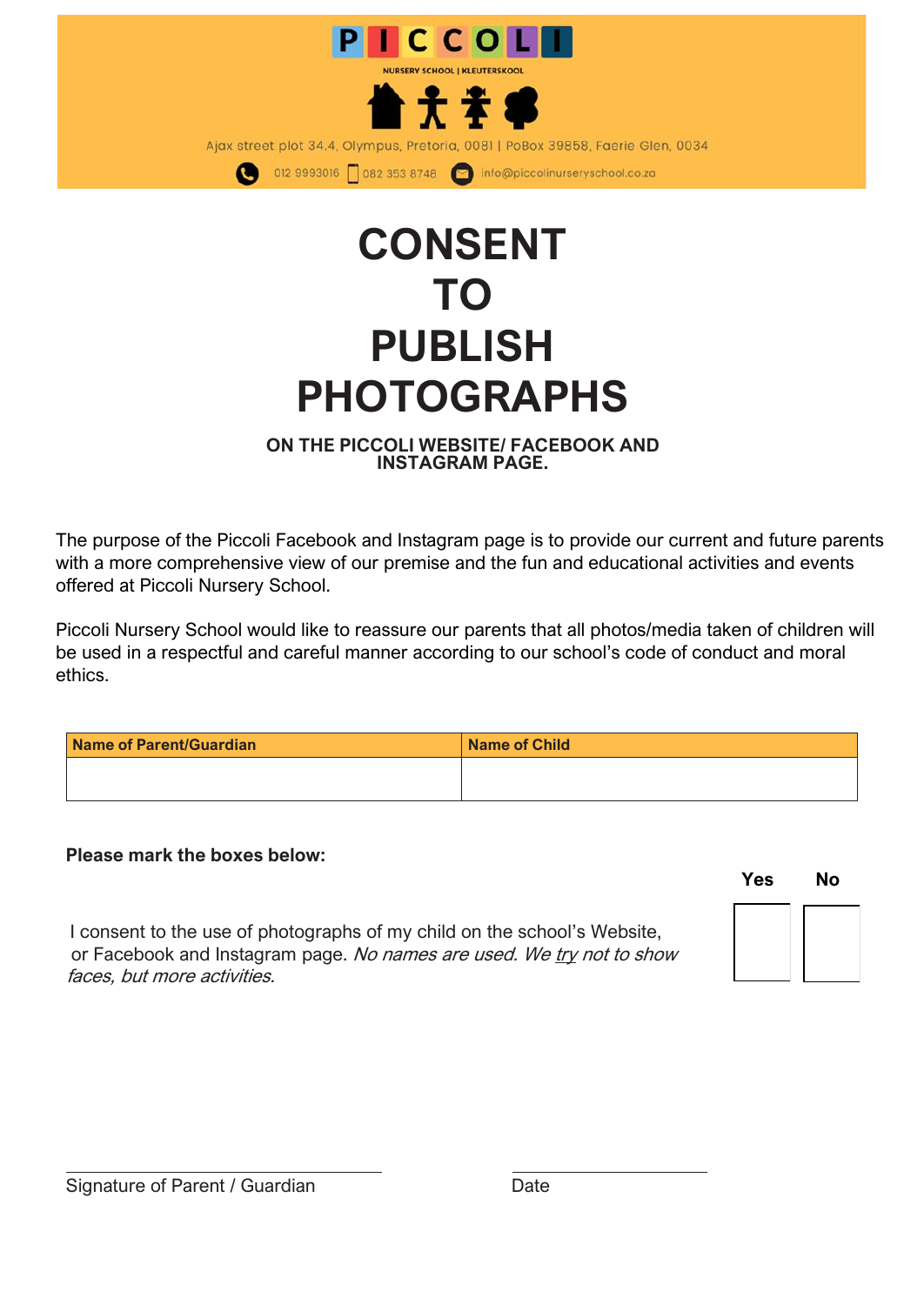PICCOLI

NURSERY SCHOOL | KLEUTERSKOOL

Ajax street plot 34.4, Olympus, Pretoria, 0081 | PoBox 39858, Faerie Glen, 0034

012 9993016 082 353 8748 info@piccolinurseryschool.co.za

# CONSENT TO PUBLISH PHOTOGRAPHS

### ON THE PICCOLI WEBSITE/ FACEBOOK AND INSTAGRAM PAGE.

The purpose of the Piccoli Facebook and Instagram page is to provide our current and future parents with a more comprehensive view of our premise and the fun and educational activities and events offered at Piccoli Nursery School.

Piccoli Nursery School would like to reassure our parents that all photos/media taken of children will be used in a respectful and careful manner according to our school's code of conduct and moral ethics.

| Name of Parent/Guardian | Name of Child |
|---|---|
| | |

**Please mark the boxes below:**

| | Yes | No |
|---|---|---|
| I consent to the use of photographs of my child on the school's Website, or Facebook and Instagram page. *No names are used. We try not to show faces, but more activities.* | ☐ | ☐ |

\_\_\_\_\_\_\_\_\_\_\_\_\_\_\_\_\_\_\_\_\_\_\_\_\_\_\_\_ \_\_\_\_\_\_\_\_\_\_\_\_\_\_\_\_\_\_\_\_

Signature of Parent / Guardian Date